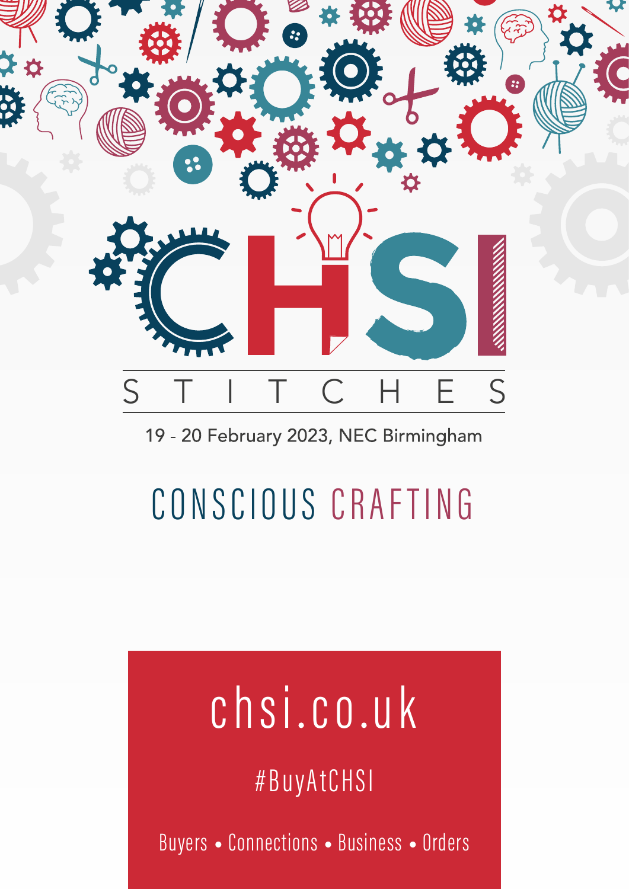# CHSI STITCHES

19 - 20 February 2023, NEC Birmingham

## CONSCIOUS CRAFTING

chsi.co.uk

#BuyAtCHSI

Buyers • Connections • Business • Orders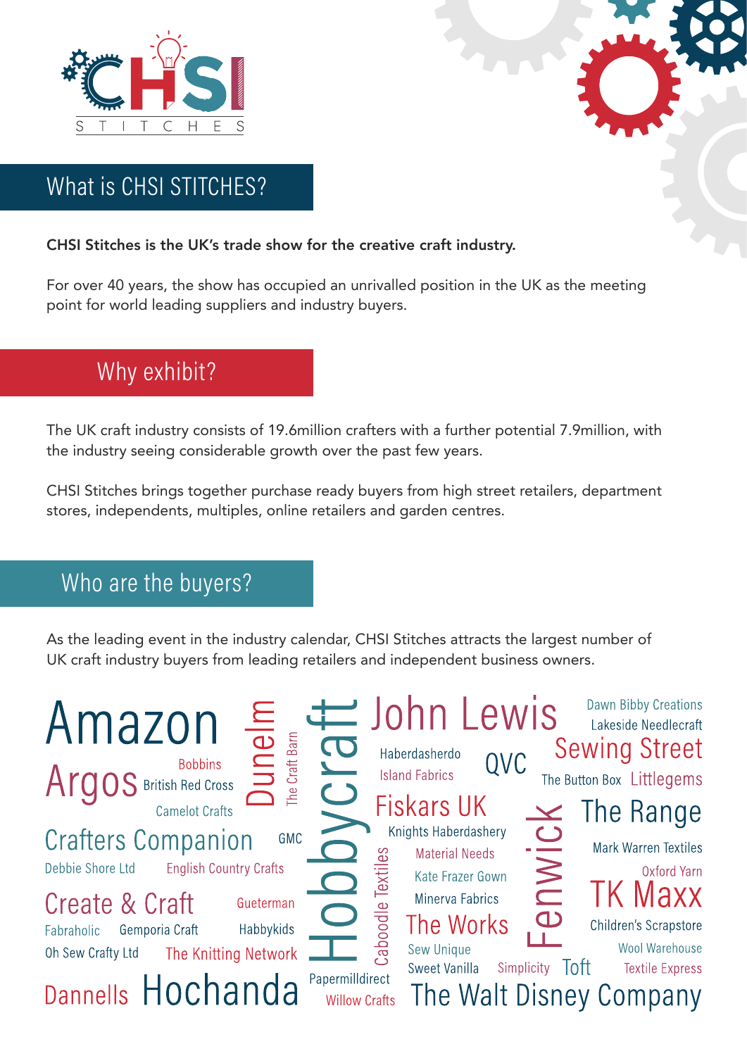CHSI STITCHES

## What is CHSI STITCHES?

**CHSI Stitches is the UK's trade show for the creative craft industry.**

For over 40 years, the show has occupied an unrivalled position in the UK as the meeting point for world leading suppliers and industry buyers.

## Why exhibit?

The UK craft industry consists of 19.6million crafters with a further potential 7.9million, with the industry seeing considerable growth over the past few years.

CHSI Stitches brings together purchase ready buyers from high street retailers, department stores, independents, multiples, online retailers and garden centres.

## Who are the buyers?

As the leading event in the industry calendar, CHSI Stitches attracts the largest number of UK craft industry buyers from leading retailers and independent business owners.

Amazon, Dunelm, The Craft Barn, Hobbycraft, John Lewis, Dawn Bibby Creations, Lakeside Needlecraft, Argos, Bobbins, British Red Cross, Haberdasherdo, Island Fabrics, QVC, Sewing Street, The Button Box, Littlegems, Camelot Crafts, Fiskars UK, Fenwick, The Range, Crafters Companion, GMC, Knights Haberdashery, Mark Warren Textiles, Debbie Shore Ltd, English Country Crafts, Caboodle Textiles, Material Needs, Kate Frazer Gown, Oxford Yarn, Create & Craft, Gueterman, Minerva Fabrics, TK Maxx, Fabraholic, Gemporia Craft, Habbykids, The Works, Children's Scrapstore, Oh Sew Crafty Ltd, The Knitting Network, Sew Unique, Wool Warehouse, Sweet Vanilla, Simplicity, Toft, Textile Express, Dannells, Hochanda, Papermilldirect, Willow Crafts, The Walt Disney Company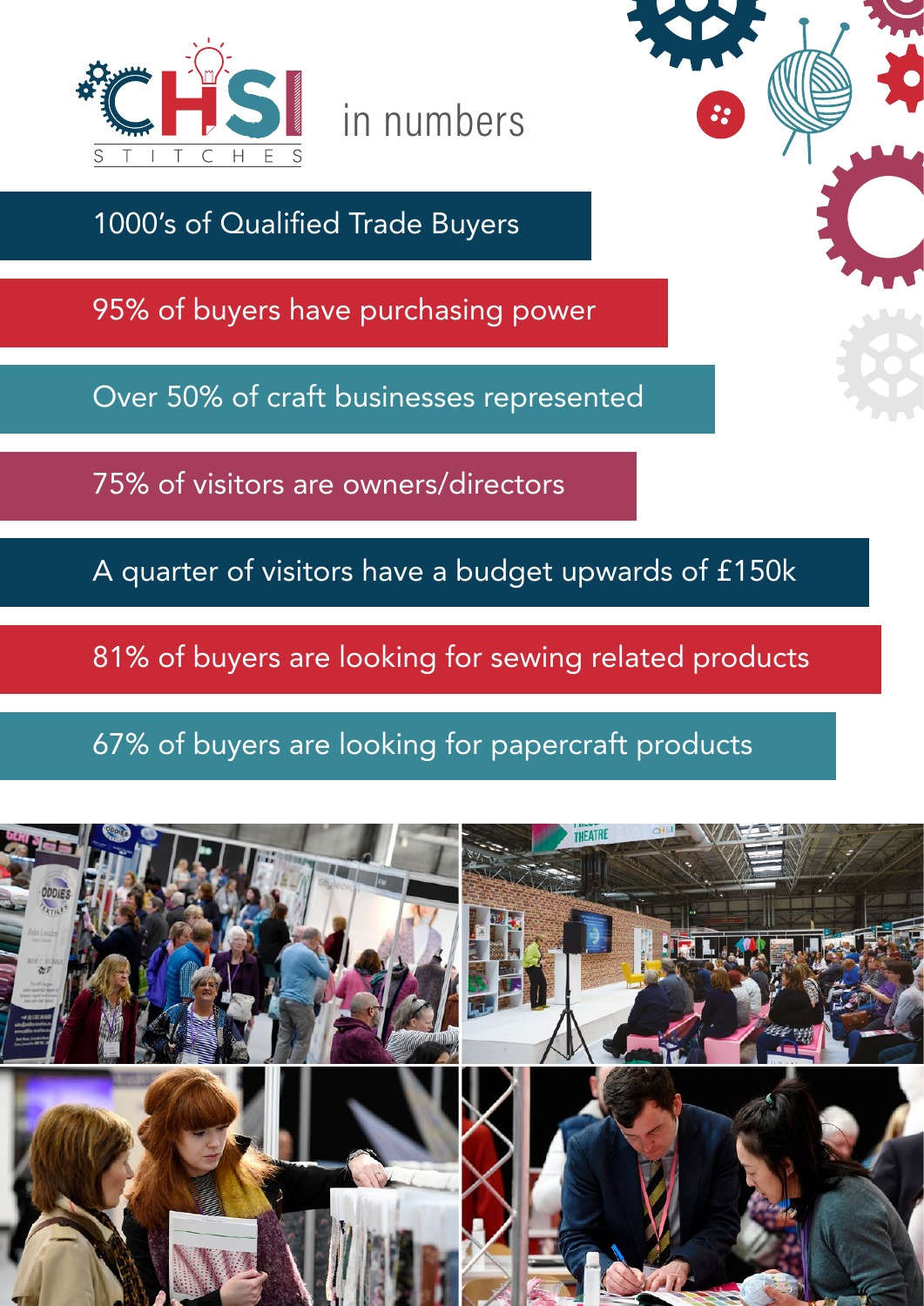# CHSI STITCHES in numbers

- 1000's of Qualified Trade Buyers
- 95% of buyers have purchasing power
- Over 50% of craft businesses represented
- 75% of visitors are owners/directors
- A quarter of visitors have a budget upwards of £150k
- 81% of buyers are looking for sewing related products
- 67% of buyers are looking for papercraft products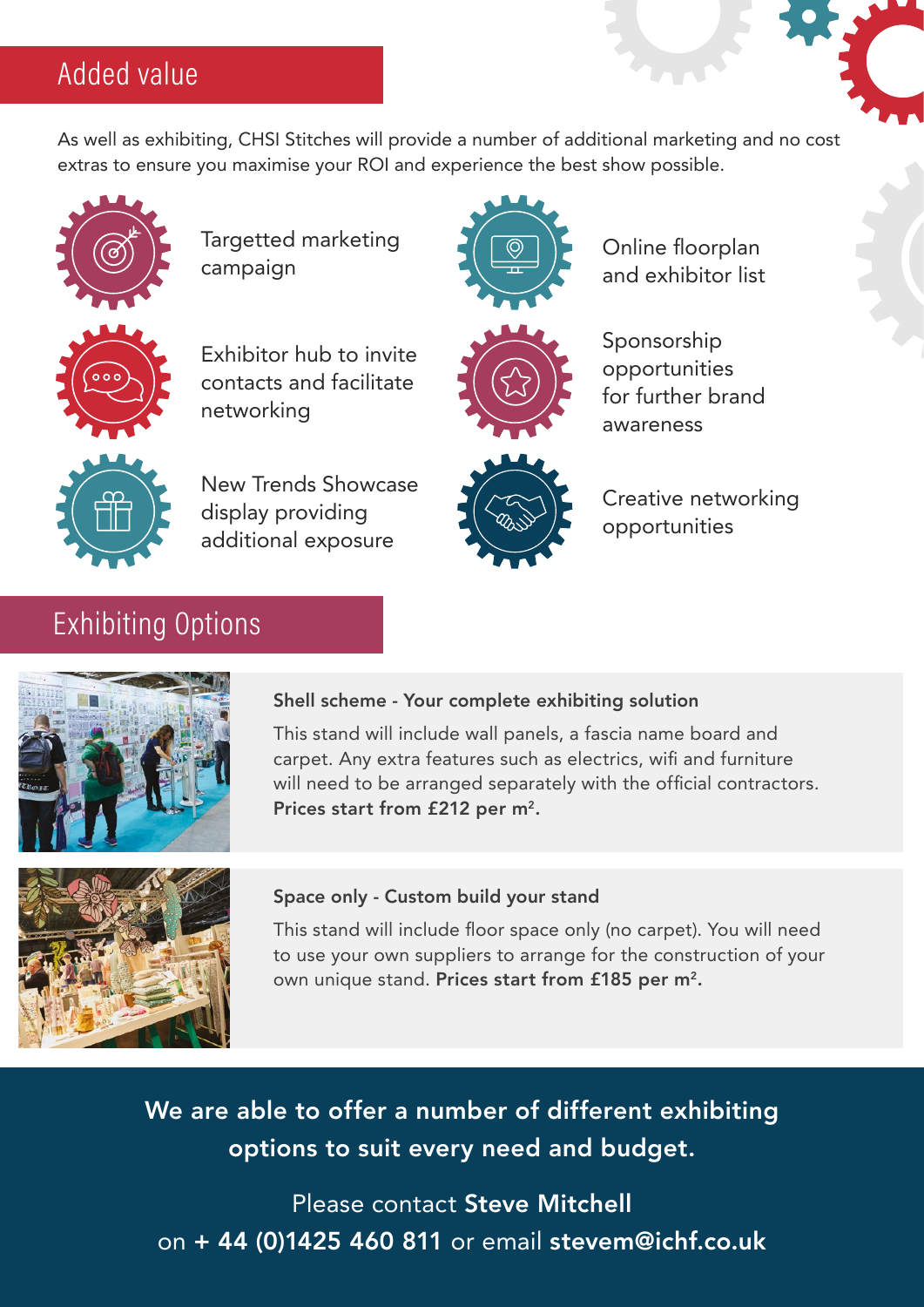## Added value

As well as exhibiting, CHSI Stitches will provide a number of additional marketing and no cost extras to ensure you maximise your ROI and experience the best show possible.

- Targetted marketing campaign
- Online floorplan and exhibitor list
- Exhibitor hub to invite contacts and facilitate networking
- Sponsorship opportunities for further brand awareness
- New Trends Showcase display providing additional exposure
- Creative networking opportunities

## Exhibiting Options

**Shell scheme - Your complete exhibiting solution**

This stand will include wall panels, a fascia name board and carpet. Any extra features such as electrics, wifi and furniture will need to be arranged separately with the official contractors. **Prices start from £212 per m².**

**Space only - Custom build your stand**

This stand will include floor space only (no carpet). You will need to use your own suppliers to arrange for the construction of your own unique stand. **Prices start from £185 per m².**

**We are able to offer a number of different exhibiting options to suit every need and budget.**

Please contact **Steve Mitchell** on **+ 44 (0)1425 460 811** or email **stevem@ichf.co.uk**